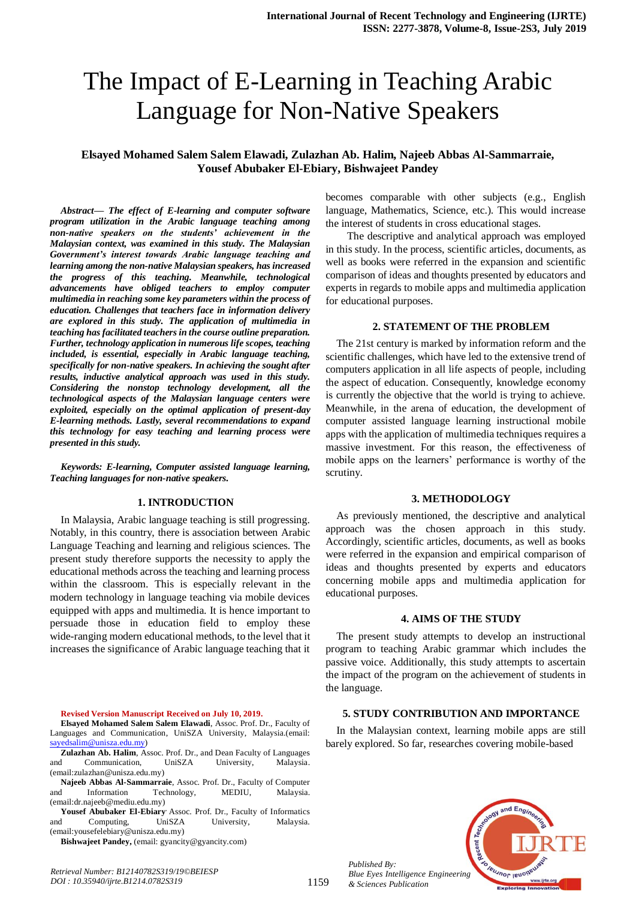# The Impact of E-Learning in Teaching Arabic Language for Non-Native Speakers

**Elsayed Mohamed Salem Salem Elawadi, Zulazhan Ab. Halim, Najeeb Abbas Al-Sammarraie, Yousef Abubaker El-Ebiary, Bishwajeet Pandey**

***Abstract— The effect of E-learning and computer software program utilization in the Arabic language teaching among non-native speakers on the students' achievement in the Malaysian context, was examined in this study. The Malaysian Government's interest towards Arabic language teaching and learning among the non-native Malaysian speakers, has increased the progress of this teaching. Meanwhile, technological advancements have obliged teachers to employ computer multimedia in reaching some key parameters within the process of education. Challenges that teachers face in information delivery are explored in this study. The application of multimedia in teaching has facilitated teachers in the course outline preparation. Further, technology application in numerous life scopes, teaching included, is essential, especially in Arabic language teaching, specifically for non-native speakers. In achieving the sought after results, inductive analytical approach was used in this study. Considering the nonstop technology development, all the technological aspects of the Malaysian language centers were exploited, especially on the optimal application of present-day E-learning methods. Lastly, several recommendations to expand this technology for easy teaching and learning process were presented in this study.***

***Keywords: E-learning, Computer assisted language learning, Teaching languages for non-native speakers.***

## 1. INTRODUCTION

In Malaysia, Arabic language teaching is still progressing. Notably, in this country, there is association between Arabic Language Teaching and learning and religious sciences. The present study therefore supports the necessity to apply the educational methods across the teaching and learning process within the classroom. This is especially relevant in the modern technology in language teaching via mobile devices equipped with apps and multimedia. It is hence important to persuade those in education field to employ these wide-ranging modern educational methods, to the level that it increases the significance of Arabic language teaching that it becomes comparable with other subjects (e.g., English language, Mathematics, Science, etc.). This would increase the interest of students in cross educational stages.

The descriptive and analytical approach was employed in this study. In the process, scientific articles, documents, as well as books were referred in the expansion and scientific comparison of ideas and thoughts presented by educators and experts in regards to mobile apps and multimedia application for educational purposes.

## 2. STATEMENT OF THE PROBLEM

The 21st century is marked by information reform and the scientific challenges, which have led to the extensive trend of computers application in all life aspects of people, including the aspect of education. Consequently, knowledge economy is currently the objective that the world is trying to achieve. Meanwhile, in the arena of education, the development of computer assisted language learning instructional mobile apps with the application of multimedia techniques requires a massive investment. For this reason, the effectiveness of mobile apps on the learners' performance is worthy of the scrutiny.

## 3. METHODOLOGY

As previously mentioned, the descriptive and analytical approach was the chosen approach in this study. Accordingly, scientific articles, documents, as well as books were referred in the expansion and empirical comparison of ideas and thoughts presented by experts and educators concerning mobile apps and multimedia application for educational purposes.

## 4. AIMS OF THE STUDY

The present study attempts to develop an instructional program to teaching Arabic grammar which includes the passive voice. Additionally, this study attempts to ascertain the impact of the program on the achievement of students in the language.

## 5. STUDY CONTRIBUTION AND IMPORTANCE

In the Malaysian context, learning mobile apps are still barely explored. So far, researches covering mobile-based

---

**Revised Version Manuscript Received on July 10, 2019.**

**Elsayed Mohamed Salem Salem Elawadi**, Assoc. Prof. Dr., Faculty of Languages and Communication, UniSZA University, Malaysia.(email: sayedsalim@unisza.edu.my)

**Zulazhan Ab. Halim**, Assoc. Prof. Dr., and Dean Faculty of Languages and Communication, UniSZA University, Malaysia. (email:zulazhan@unisza.edu.my)

**Najeeb Abbas Al-Sammarraie**, Assoc. Prof. Dr., Faculty of Computer and Information Technology, MEDIU, Malaysia. (email:dr.najeeb@mediu.edu.my)

**Yousef Abubaker El-Ebiary**, Assoc. Prof. DR., Faculty of Informatics and Computing, UniSZA University, Malaysia. (email:yousefelebiary@unisza.edu.my)

**Bishwajeet Pandey,** (email: gyancity@gyancity.com)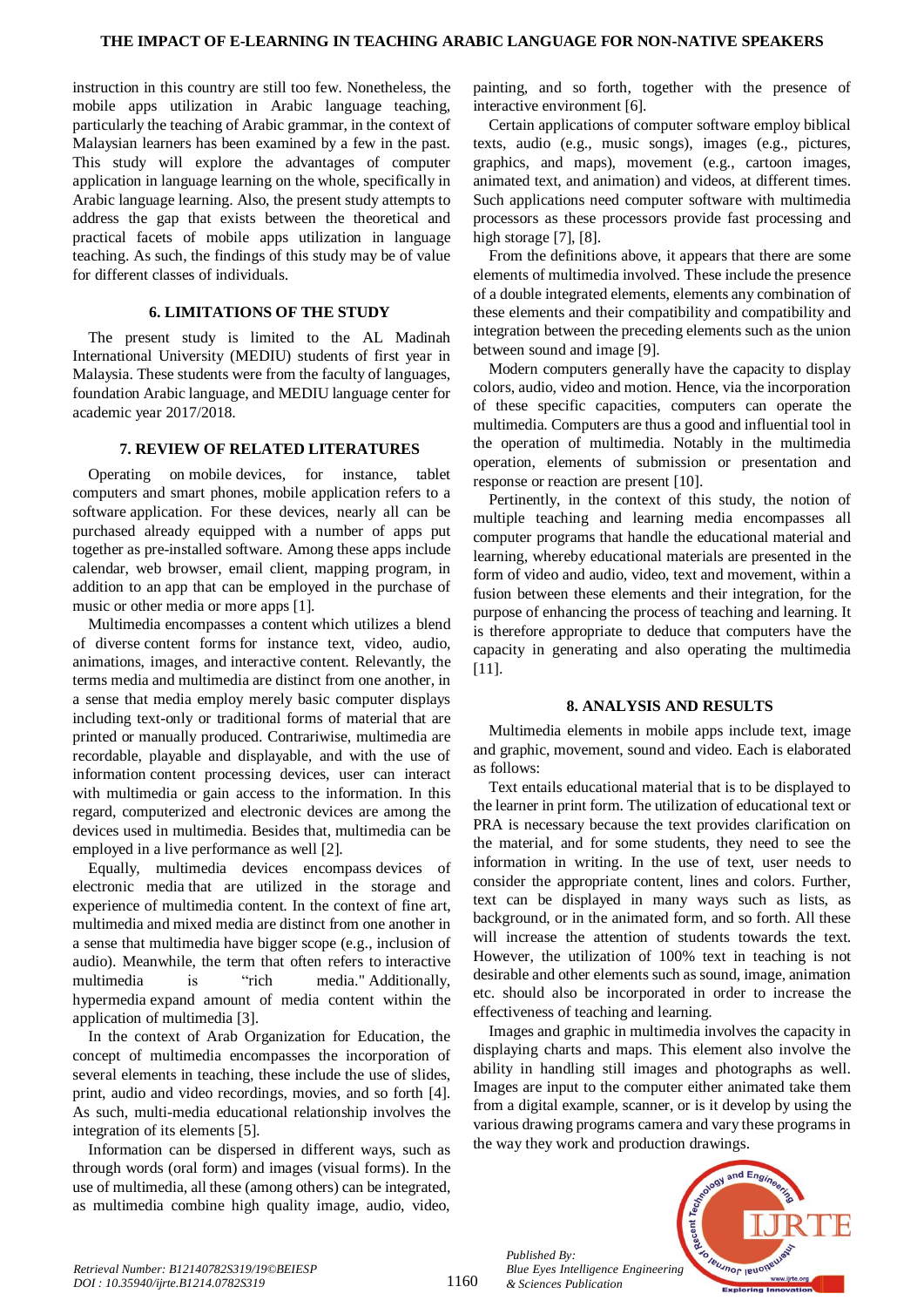instruction in this country are still too few. Nonetheless, the mobile apps utilization in Arabic language teaching, particularly the teaching of Arabic grammar, in the context of Malaysian learners has been examined by a few in the past. This study will explore the advantages of computer application in language learning on the whole, specifically in Arabic language learning. Also, the present study attempts to address the gap that exists between the theoretical and practical facets of mobile apps utilization in language teaching. As such, the findings of this study may be of value for different classes of individuals.

## 6. LIMITATIONS OF THE STUDY

The present study is limited to the AL Madinah International University (MEDIU) students of first year in Malaysia. These students were from the faculty of languages, foundation Arabic language, and MEDIU language center for academic year 2017/2018.

## 7. REVIEW OF RELATED LITERATURES

Operating on mobile devices, for instance, tablet computers and smart phones, mobile application refers to a software application. For these devices, nearly all can be purchased already equipped with a number of apps put together as pre-installed software. Among these apps include calendar, web browser, email client, mapping program, in addition to an app that can be employed in the purchase of music or other media or more apps [1].

Multimedia encompasses a content which utilizes a blend of diverse content forms for instance text, video, audio, animations, images, and interactive content. Relevantly, the terms media and multimedia are distinct from one another, in a sense that media employ merely basic computer displays including text-only or traditional forms of material that are printed or manually produced. Contrariwise, multimedia are recordable, playable and displayable, and with the use of information content processing devices, user can interact with multimedia or gain access to the information. In this regard, computerized and electronic devices are among the devices used in multimedia. Besides that, multimedia can be employed in a live performance as well [2].

Equally, multimedia devices encompass devices of electronic media that are utilized in the storage and experience of multimedia content. In the context of fine art, multimedia and mixed media are distinct from one another in a sense that multimedia have bigger scope (e.g., inclusion of audio). Meanwhile, the term that often refers to interactive multimedia is "rich media." Additionally, hypermedia expand amount of media content within the application of multimedia [3].

In the context of Arab Organization for Education, the concept of multimedia encompasses the incorporation of several elements in teaching, these include the use of slides, print, audio and video recordings, movies, and so forth [4]. As such, multi-media educational relationship involves the integration of its elements [5].

Information can be dispersed in different ways, such as through words (oral form) and images (visual forms). In the use of multimedia, all these (among others) can be integrated, as multimedia combine high quality image, audio, video, painting, and so forth, together with the presence of interactive environment [6].

Certain applications of computer software employ biblical texts, audio (e.g., music songs), images (e.g., pictures, graphics, and maps), movement (e.g., cartoon images, animated text, and animation) and videos, at different times. Such applications need computer software with multimedia processors as these processors provide fast processing and high storage [7], [8].

From the definitions above, it appears that there are some elements of multimedia involved. These include the presence of a double integrated elements, elements any combination of these elements and their compatibility and compatibility and integration between the preceding elements such as the union between sound and image [9].

Modern computers generally have the capacity to display colors, audio, video and motion. Hence, via the incorporation of these specific capacities, computers can operate the multimedia. Computers are thus a good and influential tool in the operation of multimedia. Notably in the multimedia operation, elements of submission or presentation and response or reaction are present [10].

Pertinently, in the context of this study, the notion of multiple teaching and learning media encompasses all computer programs that handle the educational material and learning, whereby educational materials are presented in the form of video and audio, video, text and movement, within a fusion between these elements and their integration, for the purpose of enhancing the process of teaching and learning. It is therefore appropriate to deduce that computers have the capacity in generating and also operating the multimedia [11].

## 8. ANALYSIS AND RESULTS

Multimedia elements in mobile apps include text, image and graphic, movement, sound and video. Each is elaborated as follows:

Text entails educational material that is to be displayed to the learner in print form. The utilization of educational text or PRA is necessary because the text provides clarification on the material, and for some students, they need to see the information in writing. In the use of text, user needs to consider the appropriate content, lines and colors. Further, text can be displayed in many ways such as lists, as background, or in the animated form, and so forth. All these will increase the attention of students towards the text. However, the utilization of 100% text in teaching is not desirable and other elements such as sound, image, animation etc. should also be incorporated in order to increase the effectiveness of teaching and learning.

Images and graphic in multimedia involves the capacity in displaying charts and maps. This element also involve the ability in handling still images and photographs as well. Images are input to the computer either animated take them from a digital example, scanner, or is it develop by using the various drawing programs camera and vary these programs in the way they work and production drawings.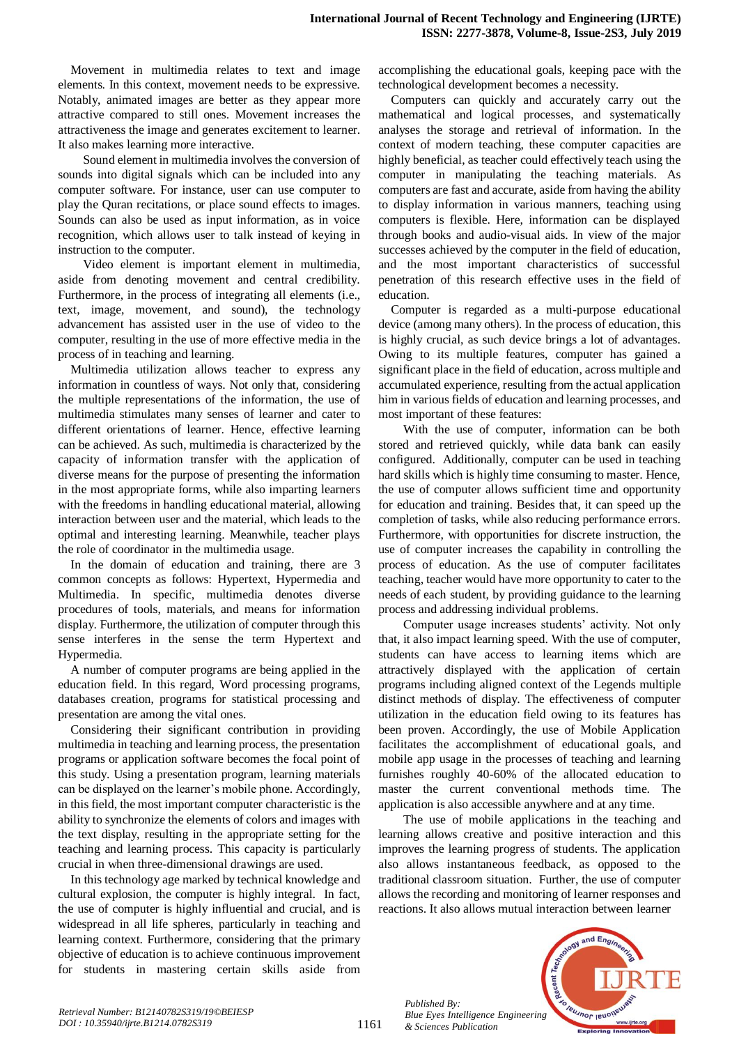Movement in multimedia relates to text and image elements. In this context, movement needs to be expressive. Notably, animated images are better as they appear more attractive compared to still ones. Movement increases the attractiveness the image and generates excitement to learner. It also makes learning more interactive.

Sound element in multimedia involves the conversion of sounds into digital signals which can be included into any computer software. For instance, user can use computer to play the Quran recitations, or place sound effects to images. Sounds can also be used as input information, as in voice recognition, which allows user to talk instead of keying in instruction to the computer.

Video element is important element in multimedia, aside from denoting movement and central credibility. Furthermore, in the process of integrating all elements (i.e., text, image, movement, and sound), the technology advancement has assisted user in the use of video to the computer, resulting in the use of more effective media in the process of in teaching and learning.

Multimedia utilization allows teacher to express any information in countless of ways. Not only that, considering the multiple representations of the information, the use of multimedia stimulates many senses of learner and cater to different orientations of learner. Hence, effective learning can be achieved. As such, multimedia is characterized by the capacity of information transfer with the application of diverse means for the purpose of presenting the information in the most appropriate forms, while also imparting learners with the freedoms in handling educational material, allowing interaction between user and the material, which leads to the optimal and interesting learning. Meanwhile, teacher plays the role of coordinator in the multimedia usage.

In the domain of education and training, there are 3 common concepts as follows: Hypertext, Hypermedia and Multimedia. In specific, multimedia denotes diverse procedures of tools, materials, and means for information display. Furthermore, the utilization of computer through this sense interferes in the sense the term Hypertext and Hypermedia.

A number of computer programs are being applied in the education field. In this regard, Word processing programs, databases creation, programs for statistical processing and presentation are among the vital ones.

Considering their significant contribution in providing multimedia in teaching and learning process, the presentation programs or application software becomes the focal point of this study. Using a presentation program, learning materials can be displayed on the learner's mobile phone. Accordingly, in this field, the most important computer characteristic is the ability to synchronize the elements of colors and images with the text display, resulting in the appropriate setting for the teaching and learning process. This capacity is particularly crucial in when three-dimensional drawings are used.

In this technology age marked by technical knowledge and cultural explosion, the computer is highly integral. In fact, the use of computer is highly influential and crucial, and is widespread in all life spheres, particularly in teaching and learning context. Furthermore, considering that the primary objective of education is to achieve continuous improvement for students in mastering certain skills aside from accomplishing the educational goals, keeping pace with the technological development becomes a necessity.

Computers can quickly and accurately carry out the mathematical and logical processes, and systematically analyses the storage and retrieval of information. In the context of modern teaching, these computer capacities are highly beneficial, as teacher could effectively teach using the computer in manipulating the teaching materials. As computers are fast and accurate, aside from having the ability to display information in various manners, teaching using computers is flexible. Here, information can be displayed through books and audio-visual aids. In view of the major successes achieved by the computer in the field of education, and the most important characteristics of successful penetration of this research effective uses in the field of education.

Computer is regarded as a multi-purpose educational device (among many others). In the process of education, this is highly crucial, as such device brings a lot of advantages. Owing to its multiple features, computer has gained a significant place in the field of education, across multiple and accumulated experience, resulting from the actual application him in various fields of education and learning processes, and most important of these features:

With the use of computer, information can be both stored and retrieved quickly, while data bank can easily configured. Additionally, computer can be used in teaching hard skills which is highly time consuming to master. Hence, the use of computer allows sufficient time and opportunity for education and training. Besides that, it can speed up the completion of tasks, while also reducing performance errors. Furthermore, with opportunities for discrete instruction, the use of computer increases the capability in controlling the process of education. As the use of computer facilitates teaching, teacher would have more opportunity to cater to the needs of each student, by providing guidance to the learning process and addressing individual problems.

Computer usage increases students' activity. Not only that, it also impact learning speed. With the use of computer, students can have access to learning items which are attractively displayed with the application of certain programs including aligned context of the Legends multiple distinct methods of display. The effectiveness of computer utilization in the education field owing to its features has been proven. Accordingly, the use of Mobile Application facilitates the accomplishment of educational goals, and mobile app usage in the processes of teaching and learning furnishes roughly 40-60% of the allocated education to master the current conventional methods time. The application is also accessible anywhere and at any time.

The use of mobile applications in the teaching and learning allows creative and positive interaction and this improves the learning progress of students. The application also allows instantaneous feedback, as opposed to the traditional classroom situation. Further, the use of computer allows the recording and monitoring of learner responses and reactions. It also allows mutual interaction between learner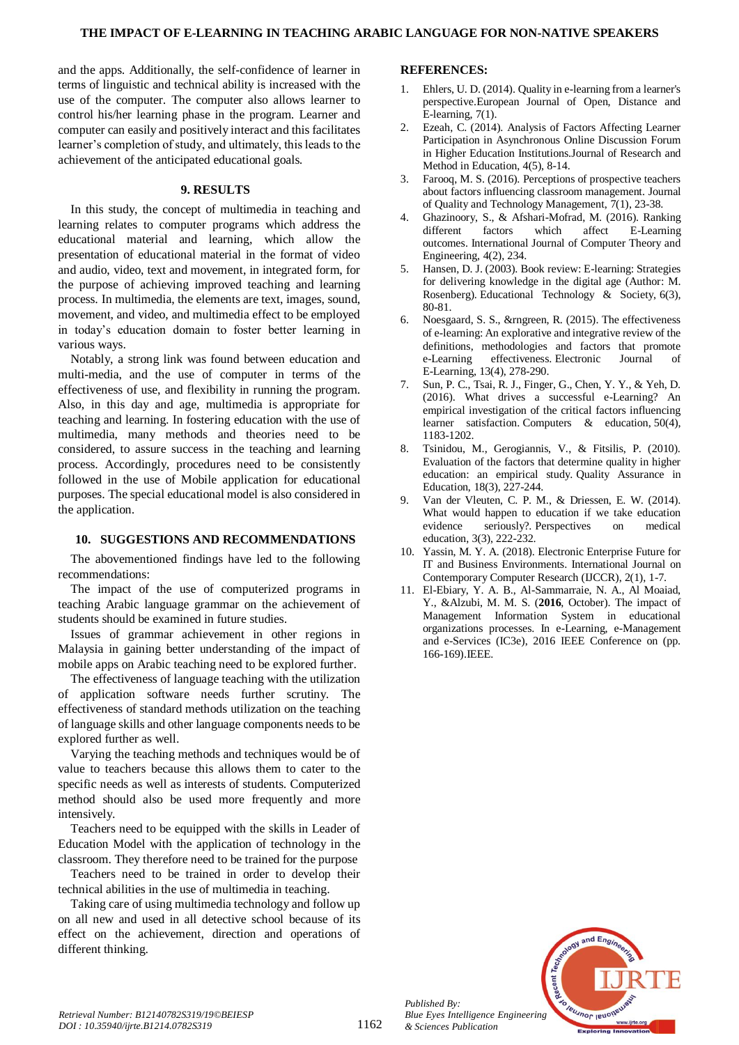and the apps. Additionally, the self-confidence of learner in terms of linguistic and technical ability is increased with the use of the computer. The computer also allows learner to control his/her learning phase in the program. Learner and computer can easily and positively interact and this facilitates learner's completion of study, and ultimately, this leads to the achievement of the anticipated educational goals.

## 9. RESULTS

In this study, the concept of multimedia in teaching and learning relates to computer programs which address the educational material and learning, which allow the presentation of educational material in the format of video and audio, video, text and movement, in integrated form, for the purpose of achieving improved teaching and learning process. In multimedia, the elements are text, images, sound, movement, and video, and multimedia effect to be employed in today's education domain to foster better learning in various ways.

Notably, a strong link was found between education and multi-media, and the use of computer in terms of the effectiveness of use, and flexibility in running the program. Also, in this day and age, multimedia is appropriate for teaching and learning. In fostering education with the use of multimedia, many methods and theories need to be considered, to assure success in the teaching and learning process. Accordingly, procedures need to be consistently followed in the use of Mobile application for educational purposes. The special educational model is also considered in the application.

## 10. SUGGESTIONS AND RECOMMENDATIONS

The abovementioned findings have led to the following recommendations:

The impact of the use of computerized programs in teaching Arabic language grammar on the achievement of students should be examined in future studies.

Issues of grammar achievement in other regions in Malaysia in gaining better understanding of the impact of mobile apps on Arabic teaching need to be explored further.

The effectiveness of language teaching with the utilization of application software needs further scrutiny. The effectiveness of standard methods utilization on the teaching of language skills and other language components needs to be explored further as well.

Varying the teaching methods and techniques would be of value to teachers because this allows them to cater to the specific needs as well as interests of students. Computerized method should also be used more frequently and more intensively.

Teachers need to be equipped with the skills in Leader of Education Model with the application of technology in the classroom. They therefore need to be trained for the purpose

Teachers need to be trained in order to develop their technical abilities in the use of multimedia in teaching.

Taking care of using multimedia technology and follow up on all new and used in all detective school because of its effect on the achievement, direction and operations of different thinking.

## REFERENCES:

1. Ehlers, U. D. (2014). Quality in e-learning from a learner's perspective.European Journal of Open, Distance and E-learning, 7(1).
2. Ezeah, C. (2014). Analysis of Factors Affecting Learner Participation in Asynchronous Online Discussion Forum in Higher Education Institutions.Journal of Research and Method in Education, 4(5), 8-14.
3. Farooq, M. S. (2016). Perceptions of prospective teachers about factors influencing classroom management. Journal of Quality and Technology Management, 7(1), 23-38.
4. Ghazinoory, S., & Afshari-Mofrad, M. (2016). Ranking different factors which affect E-Learning outcomes. International Journal of Computer Theory and Engineering, 4(2), 234.
5. Hansen, D. J. (2003). Book review: E-learning: Strategies for delivering knowledge in the digital age (Author: M. Rosenberg). Educational Technology & Society, 6(3), 80-81.
6. Noesgaard, S. S., &rngreen, R. (2015). The effectiveness of e-learning: An explorative and integrative review of the definitions, methodologies and factors that promote e-Learning effectiveness. Electronic Journal of E-Learning, 13(4), 278-290.
7. Sun, P. C., Tsai, R. J., Finger, G., Chen, Y. Y., & Yeh, D. (2016). What drives a successful e-Learning? An empirical investigation of the critical factors influencing learner satisfaction. Computers & education, 50(4), 1183-1202.
8. Tsinidou, M., Gerogiannis, V., & Fitsilis, P. (2010). Evaluation of the factors that determine quality in higher education: an empirical study. Quality Assurance in Education, 18(3), 227-244.
9. Van der Vleuten, C. P. M., & Driessen, E. W. (2014). What would happen to education if we take education evidence seriously?. Perspectives on medical education, 3(3), 222-232.
10. Yassin, M. Y. A. (2018). Electronic Enterprise Future for IT and Business Environments. International Journal on Contemporary Computer Research (IJCCR), 2(1), 1-7.
11. El-Ebiary, Y. A. B., Al-Sammarraie, N. A., Al Moaiad, Y., &Alzubi, M. M. S. (**2016**, October). The impact of Management Information System in educational organizations processes. In e-Learning, e-Management and e-Services (IC3e), 2016 IEEE Conference on (pp. 166-169).IEEE.